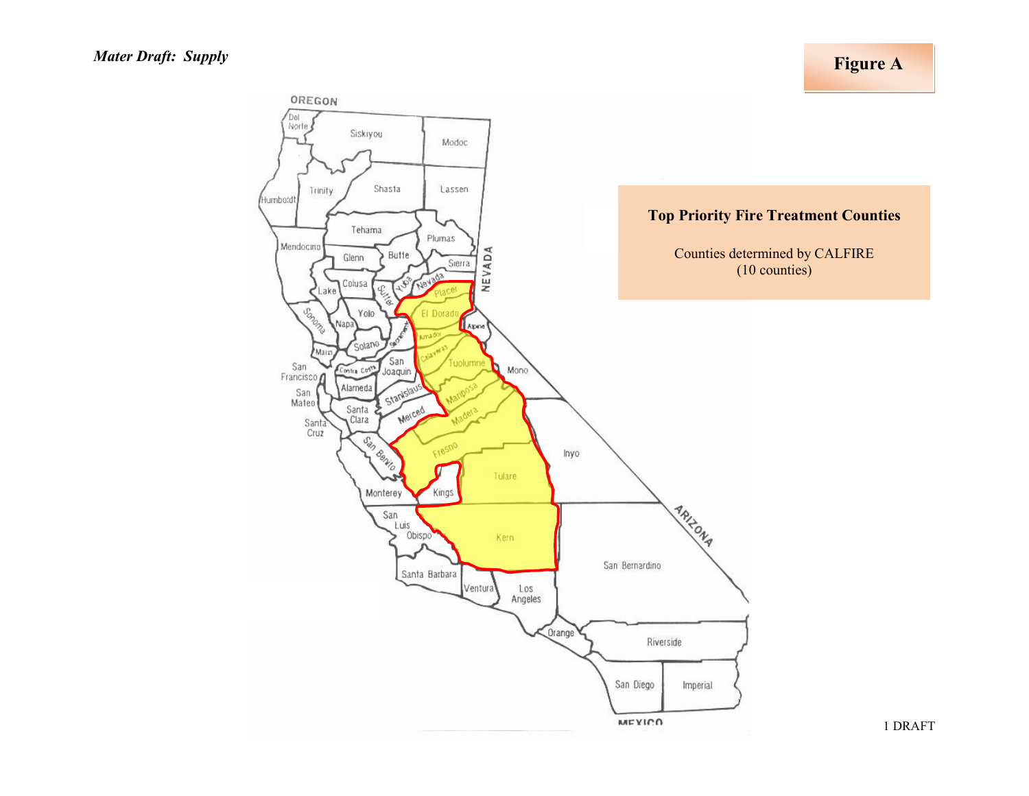*Mater Draft: Supply*

**Figure A**

**Top Priority Fire Treatment Counties**

Counties determined by CALFIRE
(10 counties)

1 DRAFT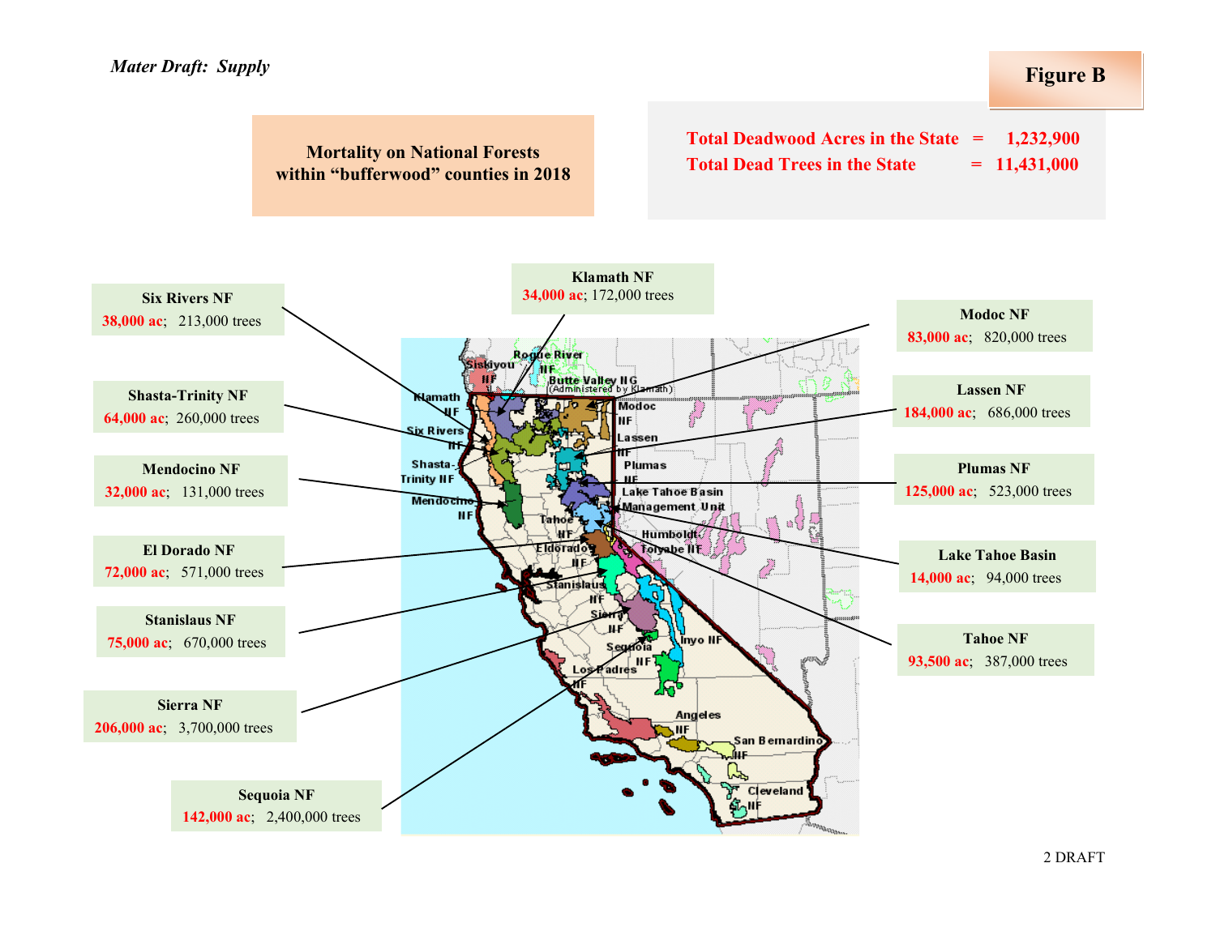*Mater Draft: Supply*

**Figure B**

**Mortality on National Forests within "bufferwood" counties in 2018**

**Total Deadwood Acres in the State = 1,232,900**
**Total Dead Trees in the State = 11,431,000**

**Klamath NF**
**34,000 ac**; 172,000 trees

**Six Rivers NF**
**38,000 ac**; 213,000 trees

**Modoc NF**
**83,000 ac**; 820,000 trees

**Shasta-Trinity NF**
**64,000 ac**; 260,000 trees

**Lassen NF**
**184,000 ac**; 686,000 trees

**Mendocino NF**
**32,000 ac**; 131,000 trees

**Plumas NF**
**125,000 ac**; 523,000 trees

**El Dorado NF**
**72,000 ac**; 571,000 trees

**Lake Tahoe Basin**
**14,000 ac**; 94,000 trees

**Stanislaus NF**
**75,000 ac**; 670,000 trees

**Tahoe NF**
**93,500 ac**; 387,000 trees

**Sierra NF**
**206,000 ac**; 3,700,000 trees

**Sequoia NF**
**142,000 ac**; 2,400,000 trees

2 DRAFT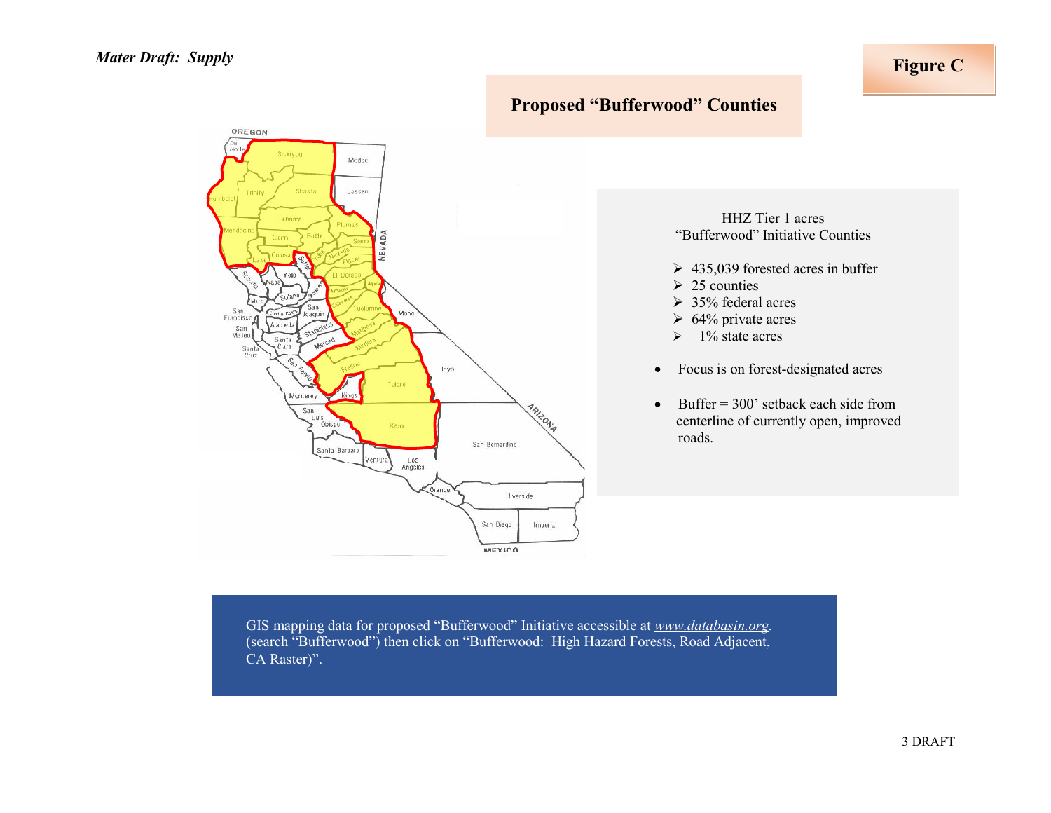**Figure C**

## Proposed "Bufferwood" Counties

HHZ Tier 1 acres
"Bufferwood" Initiative Counties

- 435,039 forested acres in buffer
- 25 counties
- 35% federal acres
- 64% private acres
- 1% state acres

- Focus is on forest-designated acres
- Buffer = 300' setback each side from centerline of currently open, improved roads.

GIS mapping data for proposed "Bufferwood" Initiative accessible at *www.databasin.org*. (search "Bufferwood") then click on "Bufferwood: High Hazard Forests, Road Adjacent, CA Raster)".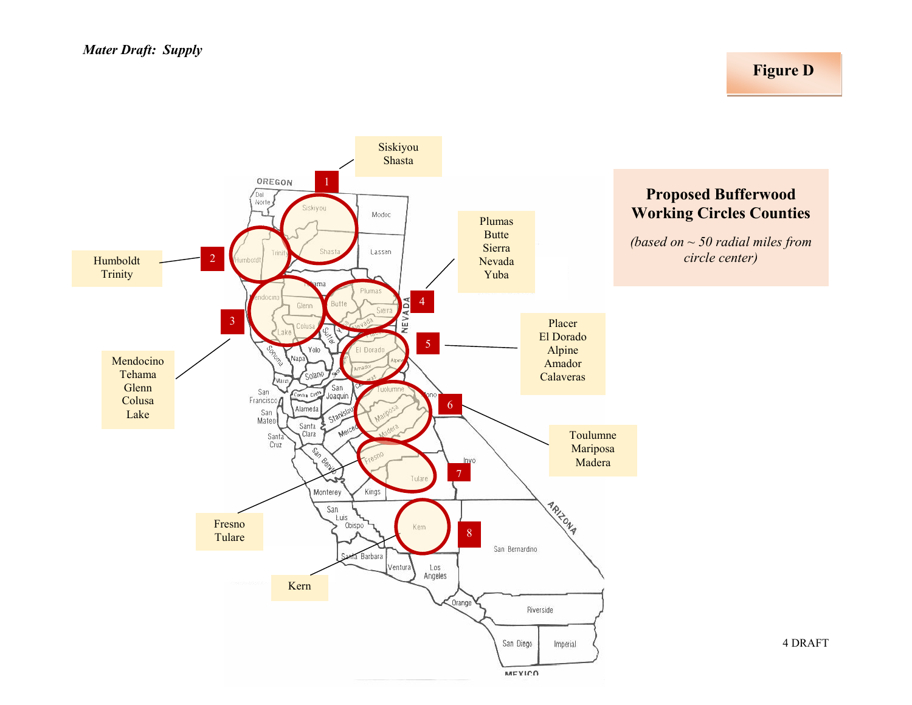Figure D

## Proposed Bufferwood Working Circles Counties

*(based on ~ 50 radial miles from circle center)*

1. Siskiyou, Shasta
2. Humboldt, Trinity
3. Mendocino, Tehama, Glenn, Colusa, Lake
4. Plumas, Butte, Sierra, Nevada, Yuba
5. Placer, El Dorado, Alpine, Amador, Calaveras
6. Toulumne, Mariposa, Madera
7. Fresno, Tulare
8. Kern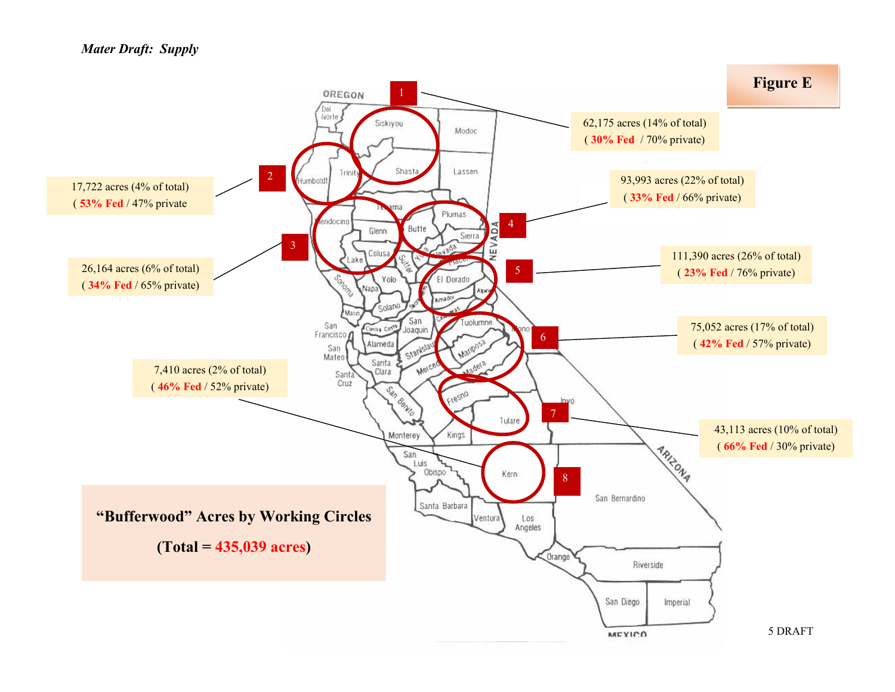*Mater Draft: Supply*

**Figure E**

1 — 62,175 acres (14% of total) ( **30% Fed** / 70% private)

2 — 17,722 acres (4% of total) ( **53% Fed** / 47% private

3 — 26,164 acres (6% of total) ( **34% Fed** / 65% private)

4 — 93,993 acres (22% of total) ( **33% Fed** / 66% private)

5 — 111,390 acres (26% of total) ( **23% Fed** / 76% private)

6 — 75,052 acres (17% of total) ( **42% Fed** / 57% private)

7 — 43,113 acres (10% of total) ( **66% Fed** / 30% private)

8 — 7,410 acres (2% of total) ( **46% Fed** / 52% private)

**"Bufferwood" Acres by Working Circles**

**(Total = 435,039 acres)**

5 DRAFT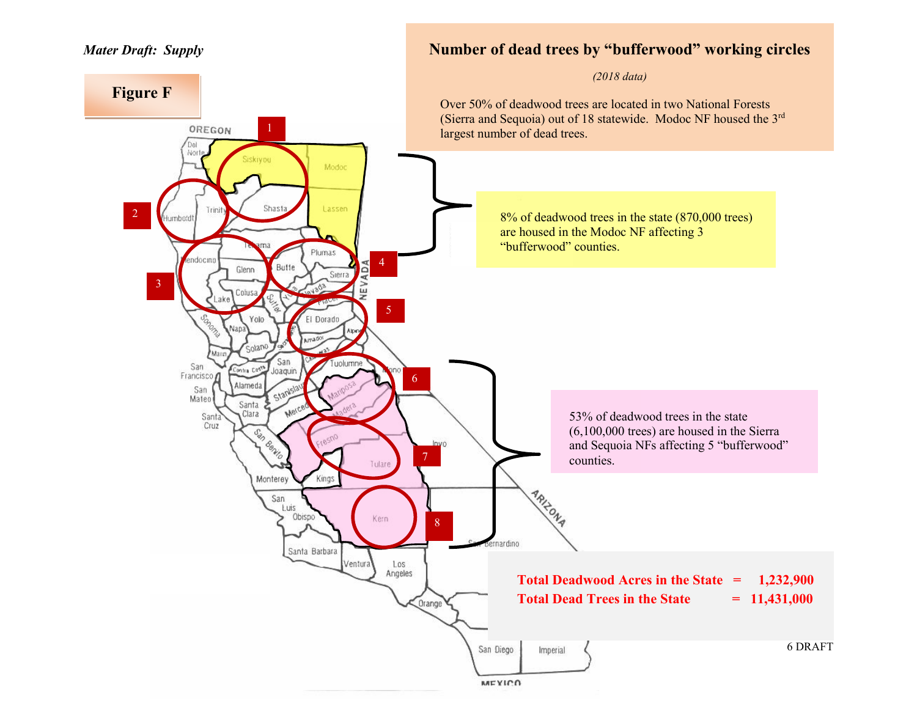*Mater Draft: Supply*

**Figure F**

## Number of dead trees by "bufferwood" working circles

*(2018 data)*

Over 50% of deadwood trees are located in two National Forests (Sierra and Sequoia) out of 18 statewide. Modoc NF housed the 3rd largest number of dead trees.

8% of deadwood trees in the state (870,000 trees) are housed in the Modoc NF affecting 3 "bufferwood" counties.

53% of deadwood trees in the state (6,100,000 trees) are housed in the Sierra and Sequoia NFs affecting 5 "bufferwood" counties.

**Total Deadwood Acres in the State = 1,232,900**

**Total Dead Trees in the State = 11,431,000**

DRAFT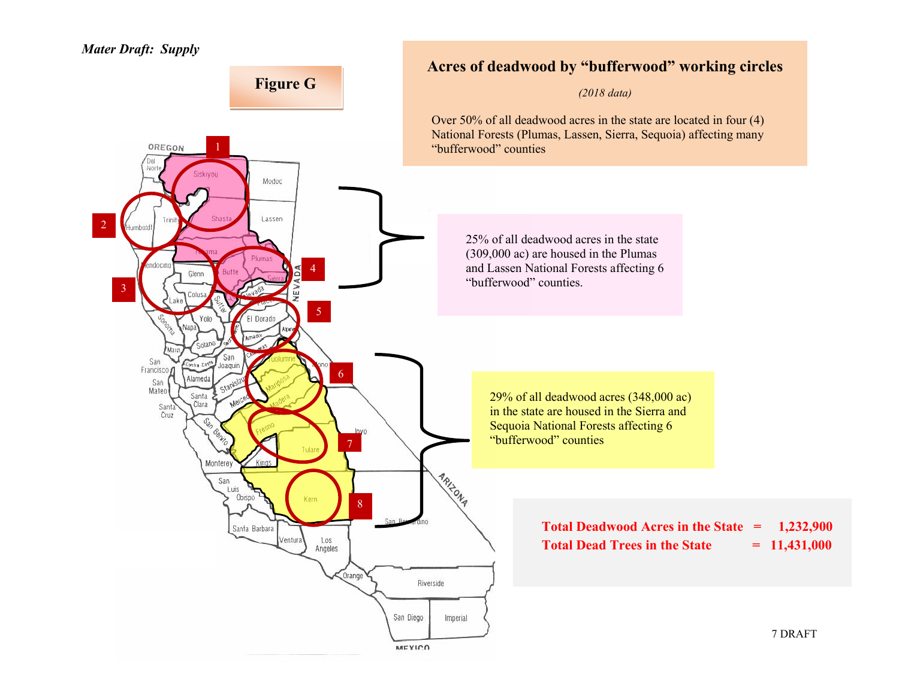*Mater Draft: Supply*

**Figure G**

## Acres of deadwood by "bufferwood" working circles

*(2018 data)*

Over 50% of all deadwood acres in the state are located in four (4) National Forests (Plumas, Lassen, Sierra, Sequoia) affecting many "bufferwood" counties

25% of all deadwood acres in the state (309,000 ac) are housed in the Plumas and Lassen National Forests affecting 6 "bufferwood" counties.

29% of all deadwood acres (348,000 ac) in the state are housed in the Sierra and Sequoia National Forests affecting 6 "bufferwood" counties

**Total Deadwood Acres in the State = 1,232,900**

**Total Dead Trees in the State = 11,431,000**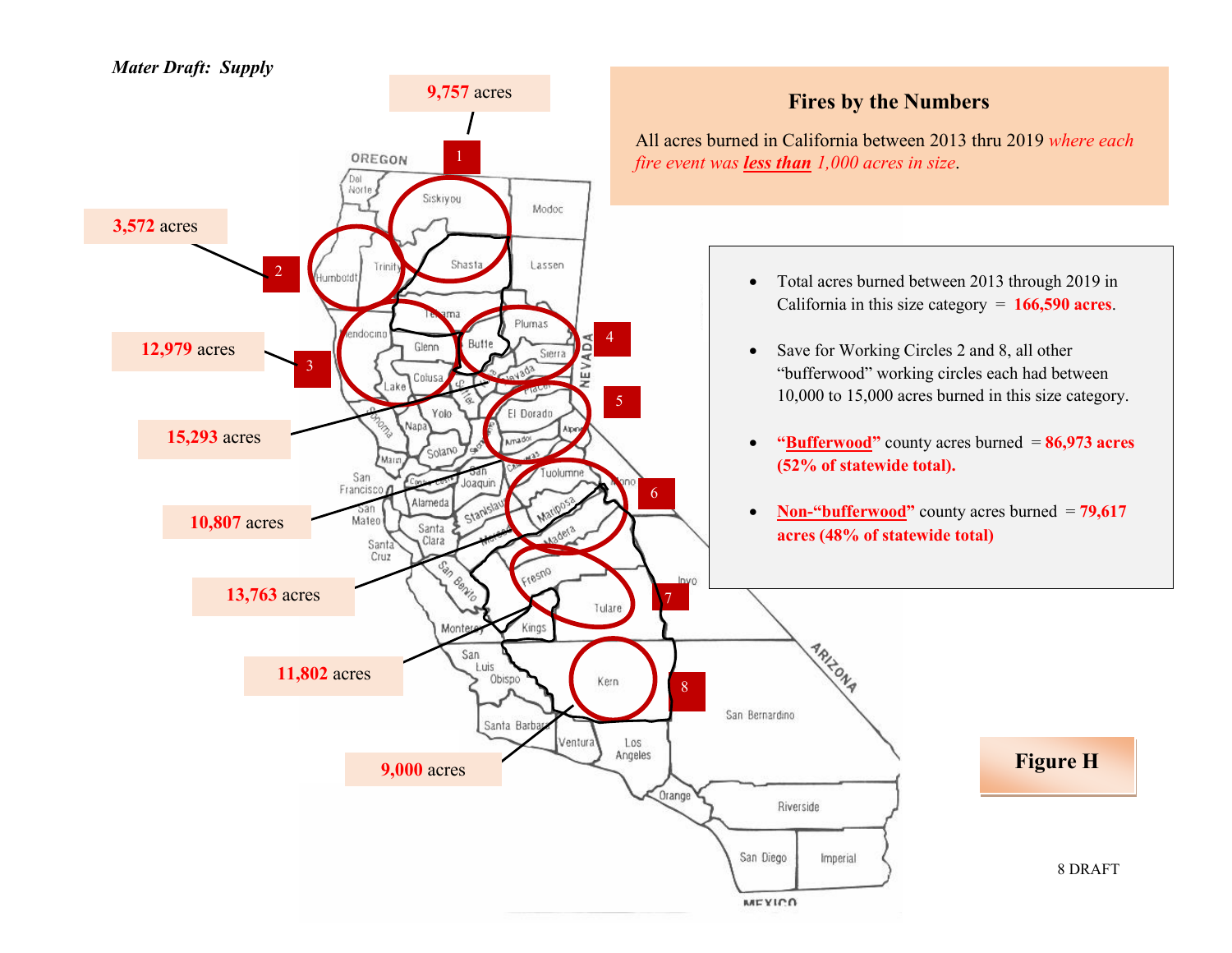*Mater Draft: Supply*

## Fires by the Numbers

All acres burned in California between 2013 thru 2019 *where each fire event was **less than** 1,000 acres in size*.

- Total acres burned between 2013 through 2019 in California in this size category = **166,590 acres**.
- Save for Working Circles 2 and 8, all other "bufferwood" working circles each had between 10,000 to 15,000 acres burned in this size category.
- **"Bufferwood"** county acres burned = **86,973 acres (52% of statewide total).**
- **Non-"bufferwood"** county acres burned = **79,617 acres (48% of statewide total)**

| Working Circle | Acres |
|---|---|
| 1 | **9,757** acres |
| 2 | **3,572** acres |
| 3 | **12,979** acres |
| 4 | **15,293** acres |
| 5 | **10,807** acres |
| 6 | **13,763** acres |
| 7 | **11,802** acres |
| 8 | **9,000** acres |

**Figure H**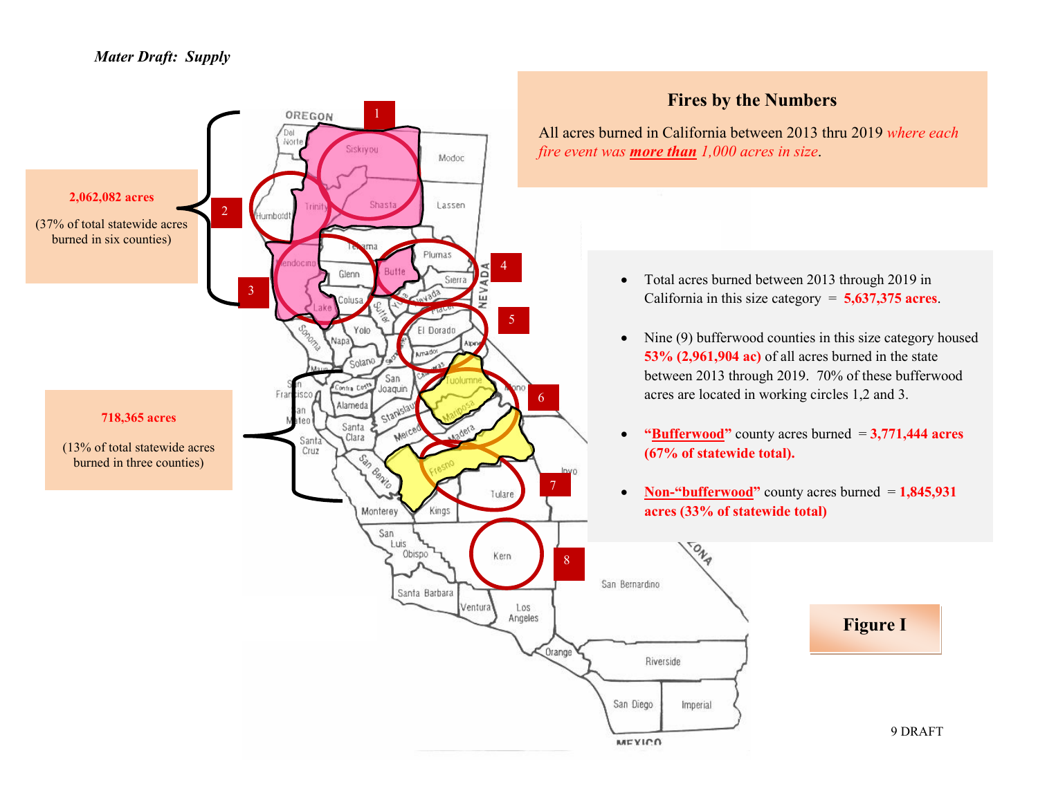*Mater Draft: Supply*

## Fires by the Numbers

All acres burned in California between 2013 thru 2019 *where each fire event was **more than** 1,000 acres in size*.

**2,062,082 acres**

(37% of total statewide acres burned in six counties)

**718,365 acres**

(13% of total statewide acres burned in three counties)

- Total acres burned between 2013 through 2019 in California in this size category = **5,637,375 acres**.
- Nine (9) bufferwood counties in this size category housed **53% (2,961,904 ac)** of all acres burned in the state between 2013 through 2019. 70% of these bufferwood acres are located in working circles 1,2 and 3.
- **"Bufferwood"** county acres burned = **3,771,444 acres (67% of statewide total).**
- **Non-"bufferwood"** county acres burned = **1,845,931 acres (33% of statewide total)**

**Figure I**

9 DRAFT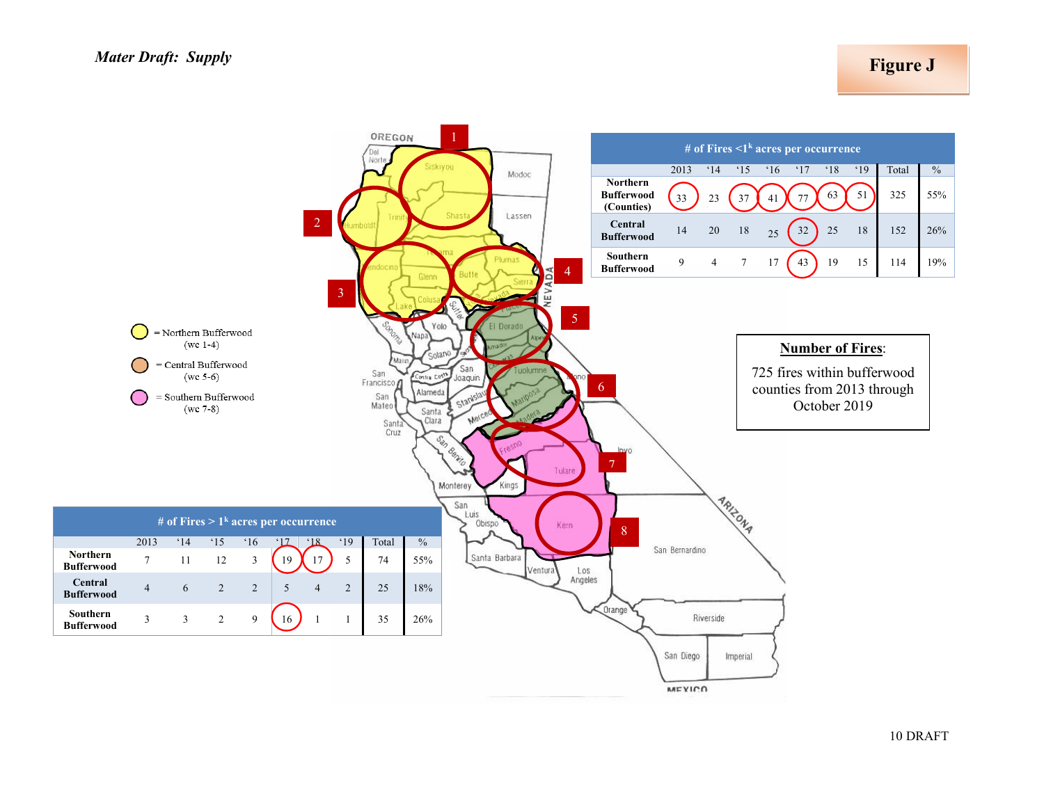*Mater Draft: Supply*

**Figure J**

| # of Fires <1k acres per occurrence | 2013 | '14 | '15 | '16 | '17 | '18 | '19 | Total | % |
|---|---|---|---|---|---|---|---|---|---|
| **Northern Bufferwood (Counties)** | 33 | 23 | 37 | 41 | 77 | 63 | 51 | 325 | 55% |
| **Central Bufferwood** | 14 | 20 | 18 | 25 | 32 | 25 | 18 | 152 | 26% |
| **Southern Bufferwood** | 9 | 4 | 7 | 17 | 43 | 19 | 15 | 114 | 19% |

**Number of Fires**:

725 fires within bufferwood counties from 2013 through October 2019

- = Northern Bufferwood (wc 1-4)
- = Central Bufferwood (wc 5-6)
- = Southern Bufferwood (wc 7-8)

| # of Fires > 1k acres per occurrence | 2013 | '14 | '15 | '16 | '17 | '18 | '19 | Total | % |
|---|---|---|---|---|---|---|---|---|---|
| **Northern Bufferwood** | 7 | 11 | 12 | 3 | 19 | 17 | 5 | 74 | 55% |
| **Central Bufferwood** | 4 | 6 | 2 | 2 | 5 | 4 | 2 | 25 | 18% |
| **Southern Bufferwood** | 3 | 3 | 2 | 9 | 16 | 1 | 1 | 35 | 26% |

10 DRAFT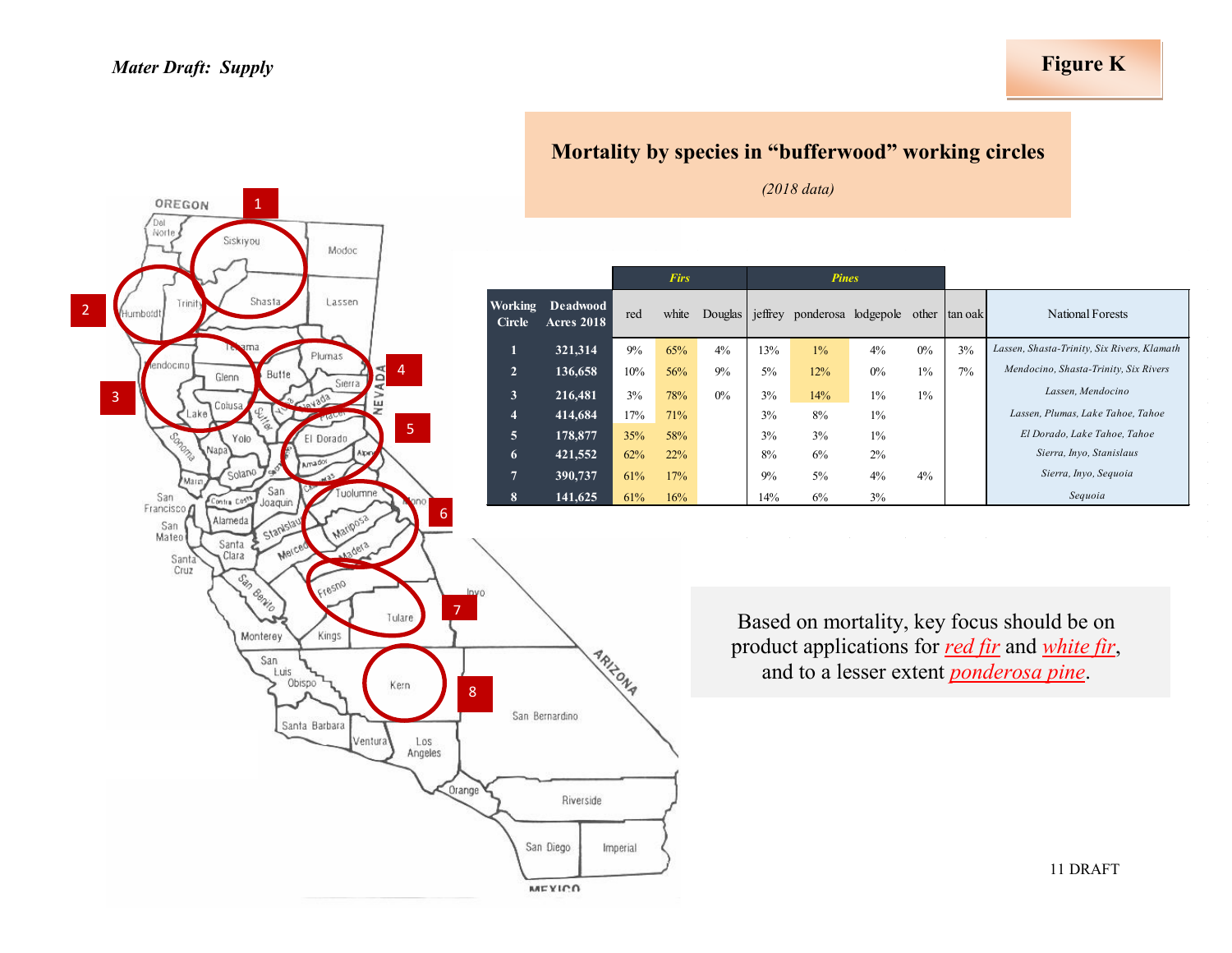*Mater Draft: Supply*

**Figure K**

## Mortality by species in "bufferwood" working circles

*(2018 data)*

| Working Circle | Deadwood Acres 2018 | Firs | | | Pines | | | | | National Forests |
|---|---|---|---|---|---|---|---|---|---|---|
| | | red | white | Douglas | jeffrey | ponderosa | lodgepole | other | tan oak | |
| 1 | 321,314 | 9% | 65% | 4% | 13% | 1% | 4% | 0% | 3% | *Lassen, Shasta-Trinity, Six Rivers, Klamath* |
| 2 | 136,658 | 10% | 56% | 9% | 5% | 12% | 0% | 1% | 7% | *Mendocino, Shasta-Trinity, Six Rivers* |
| 3 | 216,481 | 3% | 78% | 0% | 3% | 14% | 1% | 1% | | *Lassen, Mendocino* |
| 4 | 414,684 | 17% | 71% | | 3% | 8% | 1% | | | *Lassen, Plumas, Lake Tahoe, Tahoe* |
| 5 | 178,877 | 35% | 58% | | 3% | 3% | 1% | | | *El Dorado, Lake Tahoe, Tahoe* |
| 6 | 421,552 | 62% | 22% | | 8% | 6% | 2% | | | *Sierra, Inyo, Stanislaus* |
| 7 | 390,737 | 61% | 17% | | 9% | 5% | 4% | 4% | | *Sierra, Inyo, Sequoia* |
| 8 | 141,625 | 61% | 16% | | 14% | 6% | 3% | | | *Sequoia* |

Based on mortality, key focus should be on product applications for *red fir* and *white fir*, and to a lesser extent *ponderosa pine*.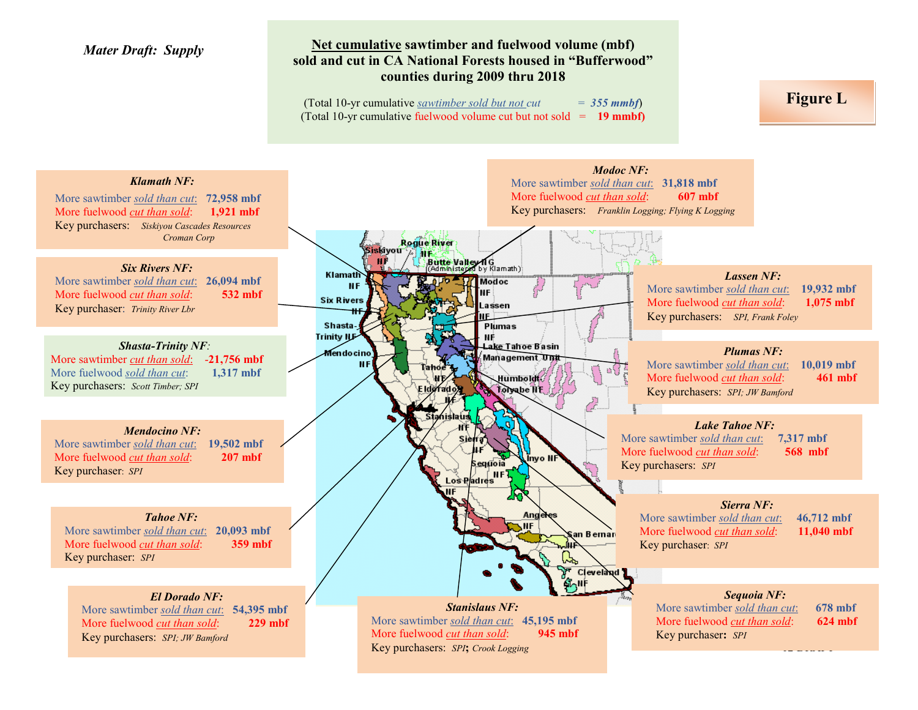*Mater Draft: Supply*

**Figure L**

## Net cumulative sawtimber and fuelwood volume (mbf) sold and cut in CA National Forests housed in "Bufferwood" counties during 2009 thru 2018

(Total 10-yr cumulative sawtimber sold but not cut = *355 mmbf*)
(Total 10-yr cumulative fuelwood volume cut but not sold = **19 mmbf**)

**Klamath NF:**
More sawtimber sold than cut: **72,958 mbf**
More fuelwood cut than sold: **1,921 mbf**
Key purchasers: *Siskiyou Cascades Resources Croman Corp*

**Six Rivers NF:**
More sawtimber sold than cut: **26,094 mbf**
More fuelwood cut than sold: **532 mbf**
Key purchaser: *Trinity River Lbr*

**Shasta-Trinity NF:**
More sawtimber cut than sold: **-21,756 mbf**
More fuelwood sold than cut: **1,317 mbf**
Key purchasers: *Scott Timber; SPI*

**Mendocino NF:**
More sawtimber sold than cut: **19,502 mbf**
More fuelwood cut than sold: **207 mbf**
Key purchaser: *SPI*

**Tahoe NF:**
More sawtimber sold than cut: **20,093 mbf**
More fuelwood cut than sold: **359 mbf**
Key purchaser: *SPI*

**El Dorado NF:**
More sawtimber sold than cut: **54,395 mbf**
More fuelwood cut than sold: **229 mbf**
Key purchasers: *SPI; JW Bamford*

**Stanislaus NF:**
More sawtimber sold than cut: **45,195 mbf**
More fuelwood cut than sold: **945 mbf**
Key purchasers: *SPI*; *Crook Logging*

**Modoc NF:**
More sawtimber sold than cut: **31,818 mbf**
More fuelwood cut than sold: **607 mbf**
Key purchasers: *Franklin Logging; Flying K Logging*

**Lassen NF:**
More sawtimber sold than cut: **19,932 mbf**
More fuelwood cut than sold: **1,075 mbf**
Key purchasers: *SPI, Frank Foley*

**Plumas NF:**
More sawtimber sold than cut: **10,019 mbf**
More fuelwood cut than sold: **461 mbf**
Key purchasers: *SPI; JW Bamford*

**Lake Tahoe NF:**
More sawtimber sold than cut: **7,317 mbf**
More fuelwood cut than sold: **568 mbf**
Key purchasers: *SPI*

**Sierra NF:**
More sawtimber sold than cut: **46,712 mbf**
More fuelwood cut than sold: **11,040 mbf**
Key purchaser: *SPI*

**Sequoia NF:**
More sawtimber sold than cut: **678 mbf**
More fuelwood cut than sold: **624 mbf**
Key purchaser: *SPI*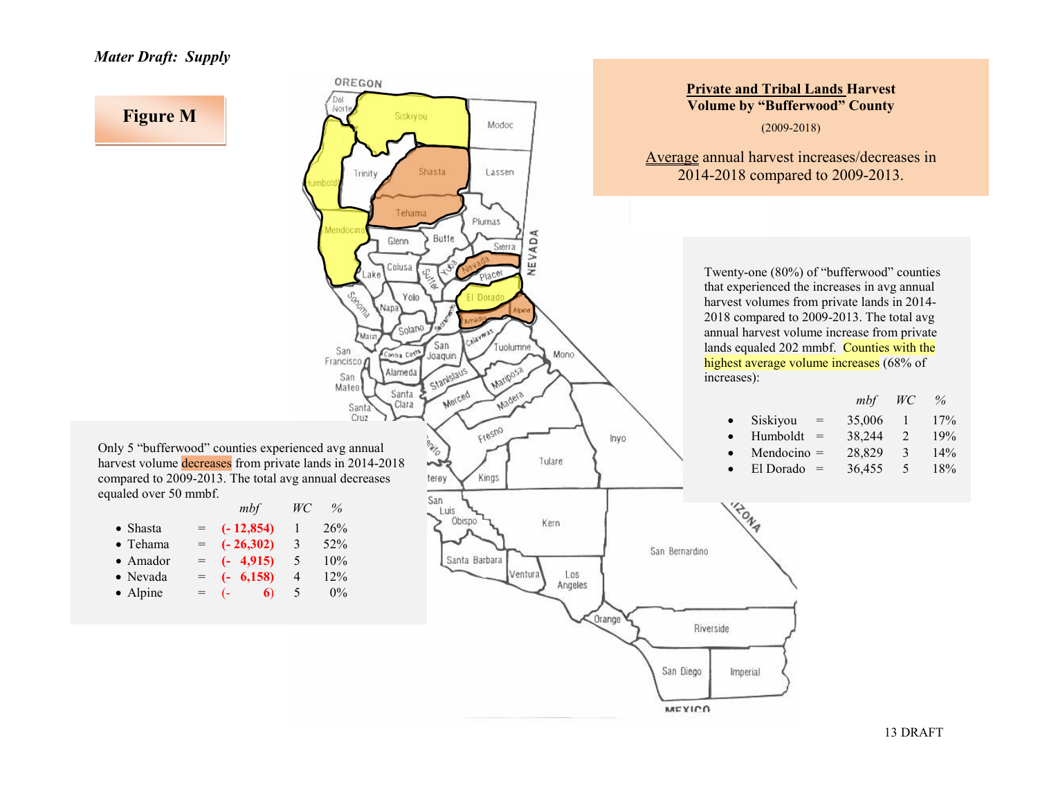*Mater Draft: Supply*

**Figure M**

**Private and Tribal Lands Harvest Volume by "Bufferwood" County**

(2009-2018)

Average annual harvest increases/decreases in 2014-2018 compared to 2009-2013.

Twenty-one (80%) of "bufferwood" counties that experienced the increases in avg annual harvest volumes from private lands in 2014-2018 compared to 2009-2013. The total avg annual harvest volume increase from private lands equaled 202 mmbf. Counties with the highest average volume increases (68% of increases):

| | | *mbf* | *WC* | *%* |
|---|---|---|---|---|
| • Siskiyou | = | 35,006 | 1 | 17% |
| • Humboldt | = | 38,244 | 2 | 19% |
| • Mendocino | = | 28,829 | 3 | 14% |
| • El Dorado | = | 36,455 | 5 | 18% |

Only 5 "bufferwood" counties experienced avg annual harvest volume decreases from private lands in 2014-2018 compared to 2009-2013. The total avg annual decreases equaled over 50 mmbf.

| | | *mbf* | *WC* | *%* |
|---|---|---|---|---|
| • Shasta | = | **(- 12,854)** | 1 | 26% |
| • Tehama | = | **(- 26,302)** | 3 | 52% |
| • Amador | = | **(- 4,915)** | 5 | 10% |
| • Nevada | = | **(- 6,158)** | 4 | 12% |
| • Alpine | = | (- 6) | 5 | 0% |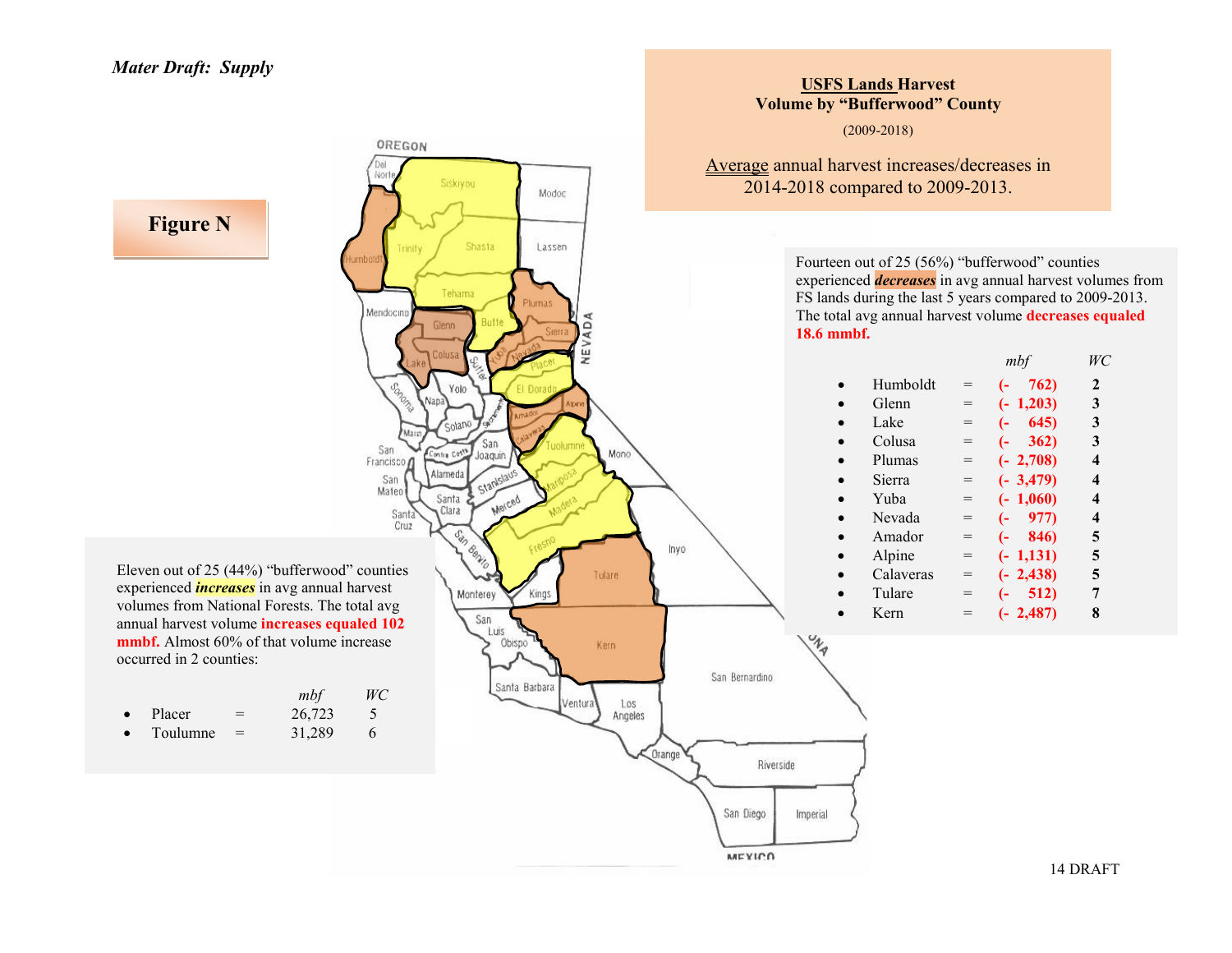*Mater Draft: Supply*

**Figure N**

**<u>USFS Lands</u> Harvest**
**Volume by "Bufferwood" County**

(2009-2018)

<u>Average</u> annual harvest increases/decreases in 2014-2018 compared to 2009-2013.

Fourteen out of 25 (56%) "bufferwood" counties experienced ***decreases*** in avg annual harvest volumes from FS lands during the last 5 years compared to 2009-2013. The total avg annual harvest volume **decreases equaled 18.6 mmbf.**

| | | *mbf* | *WC* |
|---|---|---|---|
| Humboldt | = | (- 762) | 2 |
| Glenn | = | (- 1,203) | 3 |
| Lake | = | (- 645) | 3 |
| Colusa | = | (- 362) | 3 |
| Plumas | = | (- 2,708) | 4 |
| Sierra | = | (- 3,479) | 4 |
| Yuba | = | (- 1,060) | 4 |
| Nevada | = | (- 977) | 4 |
| Amador | = | (- 846) | 5 |
| Alpine | = | (- 1,131) | 5 |
| Calaveras | = | (- 2,438) | 5 |
| Tulare | = | (- 512) | 7 |
| Kern | = | (- 2,487) | 8 |

Eleven out of 25 (44%) "bufferwood" counties experienced ***increases*** in avg annual harvest volumes from National Forests. The total avg annual harvest volume **increases equaled 102 mmbf.** Almost 60% of that volume increase occurred in 2 counties:

| | | *mbf* | *WC* |
|---|---|---|---|
| Placer | = | 26,723 | 5 |
| Toulumne | = | 31,289 | 6 |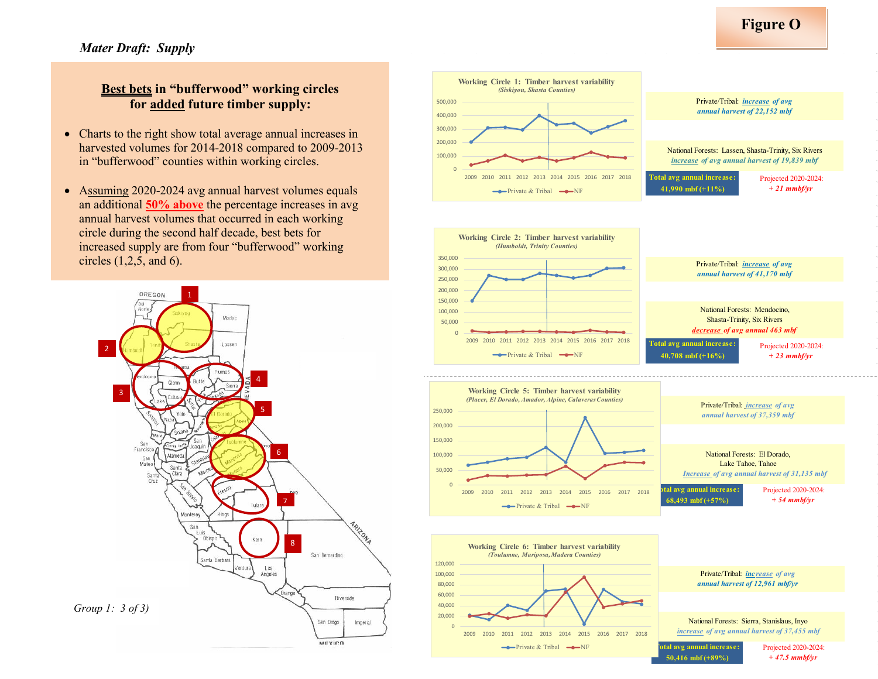# Figure O

*Mater Draft: Supply*

## Best bets in "bufferwood" working circles for added future timber supply:

- Charts to the right show total average annual increases in harvested volumes for 2014-2018 compared to 2009-2013 in "bufferwood" counties within working circles.
- Assuming 2020-2024 avg annual harvest volumes equals an additional **50% above** the percentage increases in avg annual harvest volumes that occurred in each working circle during the second half decade, best bets for increased supply are from four "bufferwood" working circles (1,2,5, and 6).

*Group 1: 3 of 3)*

### Working Circle 1: Timber harvest variability
*(Siskiyou, Shasta Counties)*

Private/Tribal: *increase of avg annual harvest of 22,152 mbf*

National Forests: Lassen, Shasta-Trinity, Six Rivers *increase of avg annual harvest of 19,839 mbf*

**Total avg annual increase: 41,990 mbf (+11%)**

Projected 2020-2024: *+ 21 mmbf/yr*

### Working Circle 2: Timber harvest variability
*(Humboldt, Trinity Counties)*

Private/Tribal: *increase of avg annual harvest of 41,170 mbf*

National Forests: Mendocino, Shasta-Trinity, Six Rivers *decrease of avg annual 463 mbf*

**Total avg annual increase: 40,708 mbf (+16%)**

Projected 2020-2024: *+ 23 mmbf/yr*

### Working Circle 5: Timber harvest variability
*(Placer, El Dorado, Amador, Alpine, Calaveras Counties)*

Private/Tribal: *increase of avg annual harvest of 37,359 mbf*

National Forests: El Dorado, Lake Tahoe, Tahoe *Increase of avg annual harvest of 31,135 mbf*

**Total avg annual increase: 68,493 mbf (+57%)**

Projected 2020-2024: *+ 54 mmbf/yr*

### Working Circle 6: Timber harvest variability
*(Toulumne, Mariposa, Madera Counties)*

Private/Tribal: *increase of avg annual harvest of 12,961 mbf/yr*

National Forests: Sierra, Stanislaus, Inyo *increase of avg annual harvest of 37,455 mbf*

**Total avg annual increase: 50,416 mbf (+89%)**

Projected 2020-2024: *+ 47.5 mmbf/yr*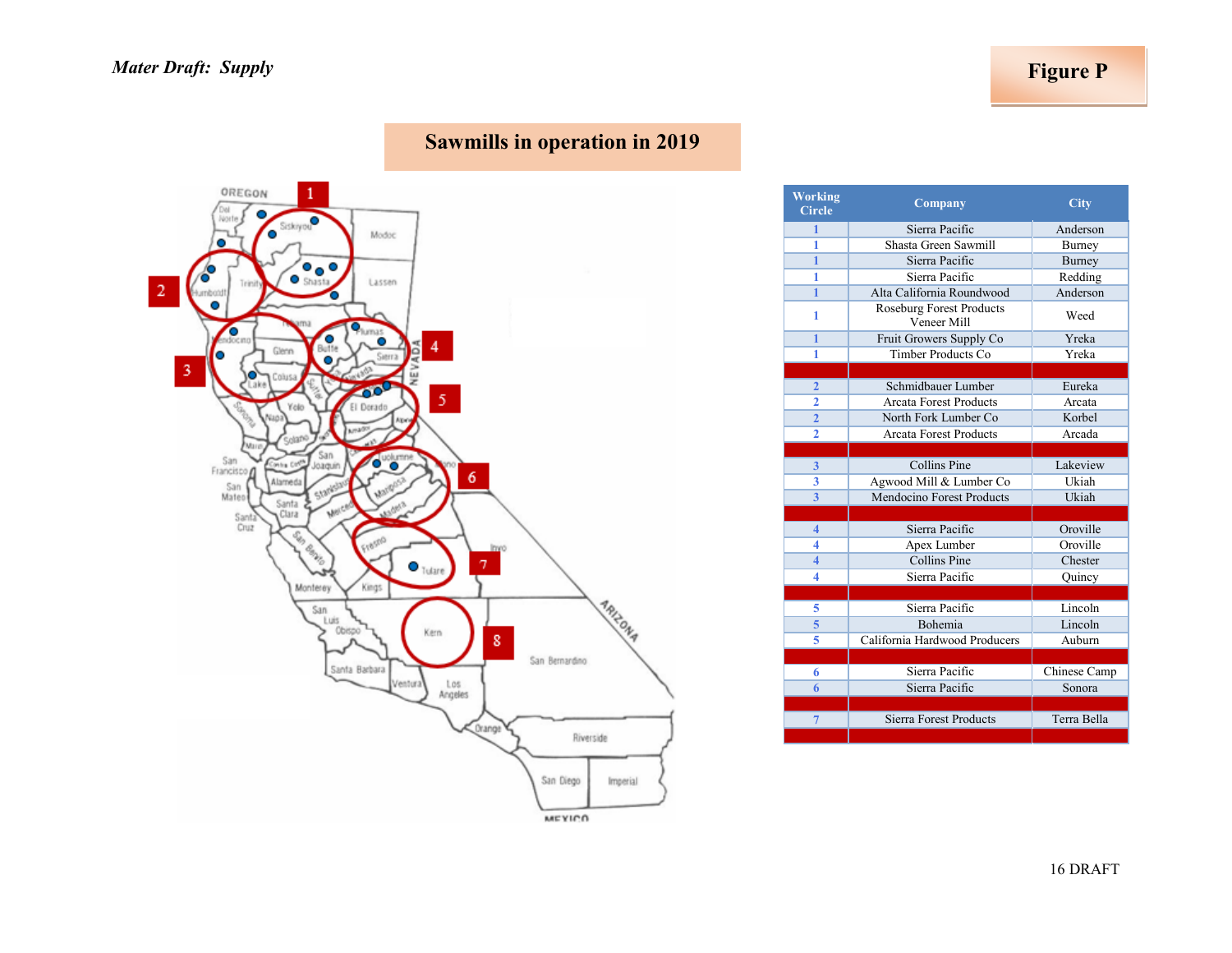*Mater Draft: Supply*

**Figure P**

## Sawmills in operation in 2019

| Working Circle | Company | City |
|---|---|---|
| 1 | Sierra Pacific | Anderson |
| 1 | Shasta Green Sawmill | Burney |
| 1 | Sierra Pacific | Burney |
| 1 | Sierra Pacific | Redding |
| 1 | Alta California Roundwood | Anderson |
| 1 | Roseburg Forest Products Veneer Mill | Weed |
| 1 | Fruit Growers Supply Co | Yreka |
| 1 | Timber Products Co | Yreka |
| | | |
| 2 | Schmidbauer Lumber | Eureka |
| 2 | Arcata Forest Products | Arcata |
| 2 | North Fork Lumber Co | Korbel |
| 2 | Arcata Forest Products | Arcada |
| | | |
| 3 | Collins Pine | Lakeview |
| 3 | Agwood Mill & Lumber Co | Ukiah |
| 3 | Mendocino Forest Products | Ukiah |
| | | |
| 4 | Sierra Pacific | Oroville |
| 4 | Apex Lumber | Oroville |
| 4 | Collins Pine | Chester |
| 4 | Sierra Pacific | Quincy |
| | | |
| 5 | Sierra Pacific | Lincoln |
| 5 | Bohemia | Lincoln |
| 5 | California Hardwood Producers | Auburn |
| | | |
| 6 | Sierra Pacific | Chinese Camp |
| 6 | Sierra Pacific | Sonora |
| | | |
| 7 | Sierra Forest Products | Terra Bella |
| | | |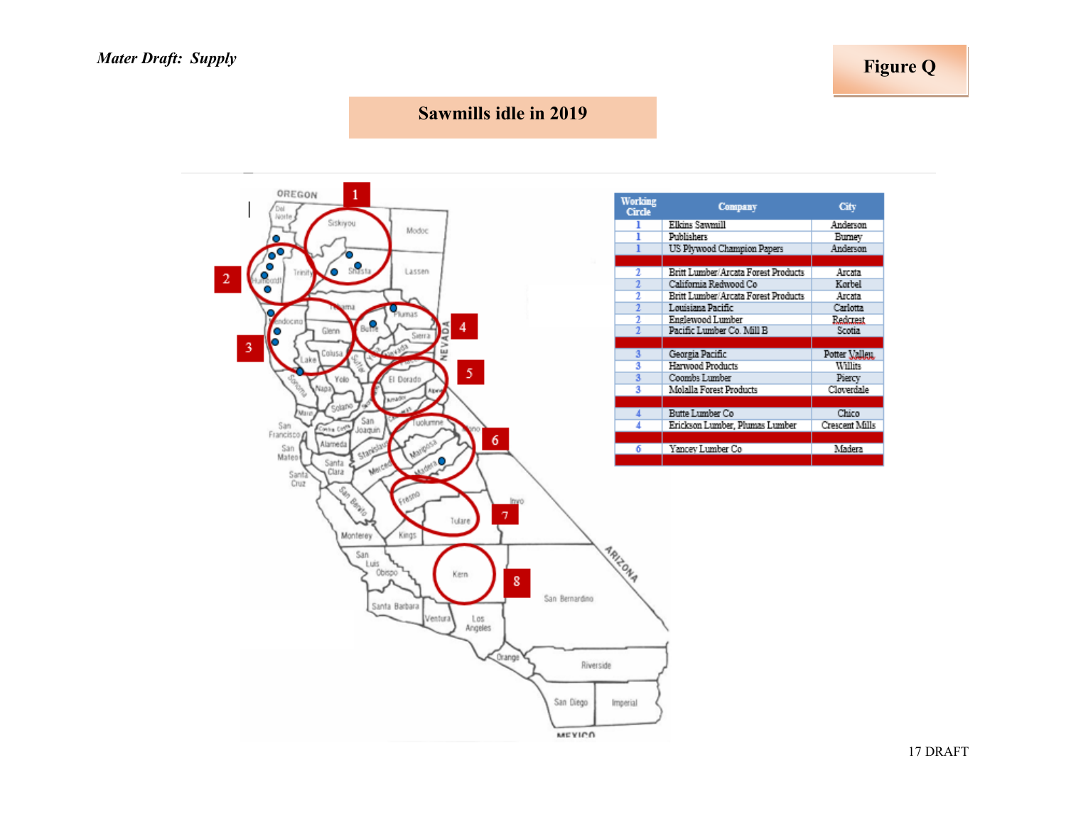Mater Draft: Supply

**Figure Q**

## Sawmills idle in 2019

| Working Circle | Company | City |
|---|---|---|
| 1 | Elkins Sawmill | Anderson |
| 1 | Publishers | Burney |
| 1 | US Plywood Champion Papers | Anderson |
| | | |
| 2 | Britt Lumber/Arcata Forest Products | Arcata |
| 2 | California Redwood Co | Korbel |
| 2 | Britt Lumber/Arcata Forest Products | Arcata |
| 2 | Louisiana Pacific | Carlotta |
| 2 | Englewood Lumber | Redcrest |
| 2 | Pacific Lumber Co. Mill B | Scotia |
| | | |
| 3 | Georgia Pacific | Potter Valley |
| 3 | Harwood Products | Willits |
| 3 | Coombs Lumber | Piercy |
| 3 | Molalla Forest Products | Cloverdale |
| | | |
| 4 | Butte Lumber Co | Chico |
| 4 | Erickson Lumber, Plumas Lumber | Crescent Mills |
| | | |
| 6 | Yancey Lumber Co | Madera |
| | | |

OREGON
NEVADA
ARIZONA
MEXICO

1
2
3
4
5
6
7
8

Del Norte
Siskiyou
Modoc
Humboldt
Trinity
Shasta
Lassen
Mendocino
Tehama
Plumas
Glenn
Butte
Sierra
Lake
Colusa
Nevada
Sonoma
Yolo
Sutter
Placer
El Dorado
Alpine
Napa
Solano
Amador
Marin
San Francisco
Contra Costa
San Joaquin
Calaveras
Tuolumne
Mono
Alameda
Stanislaus
Mariposa
San Mateo
Santa Clara
Merced
Madera
Santa Cruz
San Benito
Fresno
Inyo
Tulare
Monterey
Kings
San Luis Obispo
Kern
San Bernardino
Santa Barbara
Ventura
Los Angeles
Orange
Riverside
San Diego
Imperial